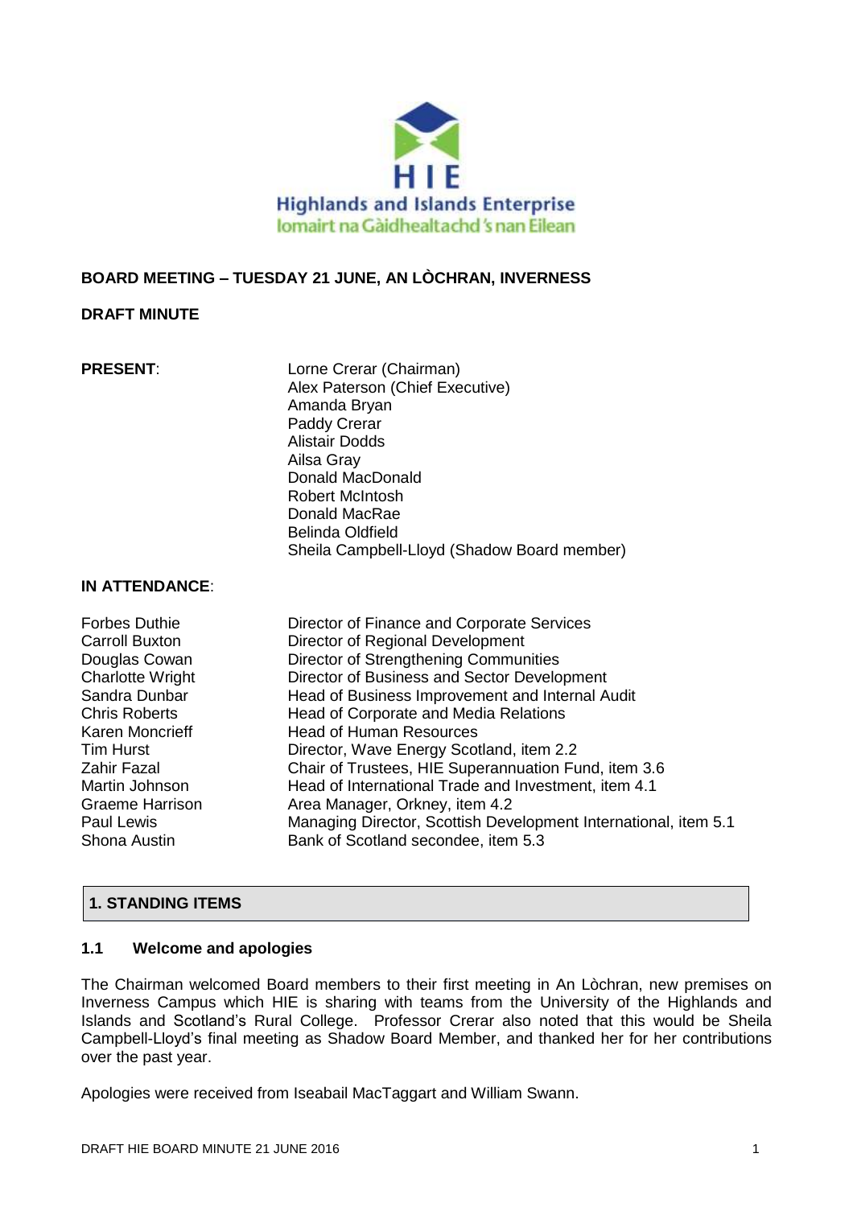Highlands and Islands Enterprise
Iomairt na Gàidhealtachd 's nan Eilean

**BOARD MEETING – TUESDAY 21 JUNE, AN LÒCHRAN, INVERNESS**

**DRAFT MINUTE**

| **PRESENT**: | Lorne Crerar (Chairman) |
|---|---|
| | Alex Paterson (Chief Executive) |
| | Amanda Bryan |
| | Paddy Crerar |
| | Alistair Dodds |
| | Ailsa Gray |
| | Donald MacDonald |
| | Robert McIntosh |
| | Donald MacRae |
| | Belinda Oldfield |
| | Sheila Campbell-Lloyd (Shadow Board member) |

**IN ATTENDANCE**:

| | |
|---|---|
| Forbes Duthie | Director of Finance and Corporate Services |
| Carroll Buxton | Director of Regional Development |
| Douglas Cowan | Director of Strengthening Communities |
| Charlotte Wright | Director of Business and Sector Development |
| Sandra Dunbar | Head of Business Improvement and Internal Audit |
| Chris Roberts | Head of Corporate and Media Relations |
| Karen Moncrieff | Head of Human Resources |
| Tim Hurst | Director, Wave Energy Scotland, item 2.2 |
| Zahir Fazal | Chair of Trustees, HIE Superannuation Fund, item 3.6 |
| Martin Johnson | Head of International Trade and Investment, item 4.1 |
| Graeme Harrison | Area Manager, Orkney, item 4.2 |
| Paul Lewis | Managing Director, Scottish Development International, item 5.1 |
| Shona Austin | Bank of Scotland secondee, item 5.3 |

## 1. STANDING ITEMS

### 1.1 Welcome and apologies

The Chairman welcomed Board members to their first meeting in An Lòchran, new premises on Inverness Campus which HIE is sharing with teams from the University of the Highlands and Islands and Scotland's Rural College. Professor Crerar also noted that this would be Sheila Campbell-Lloyd's final meeting as Shadow Board Member, and thanked her for her contributions over the past year.

Apologies were received from Iseabail MacTaggart and William Swann.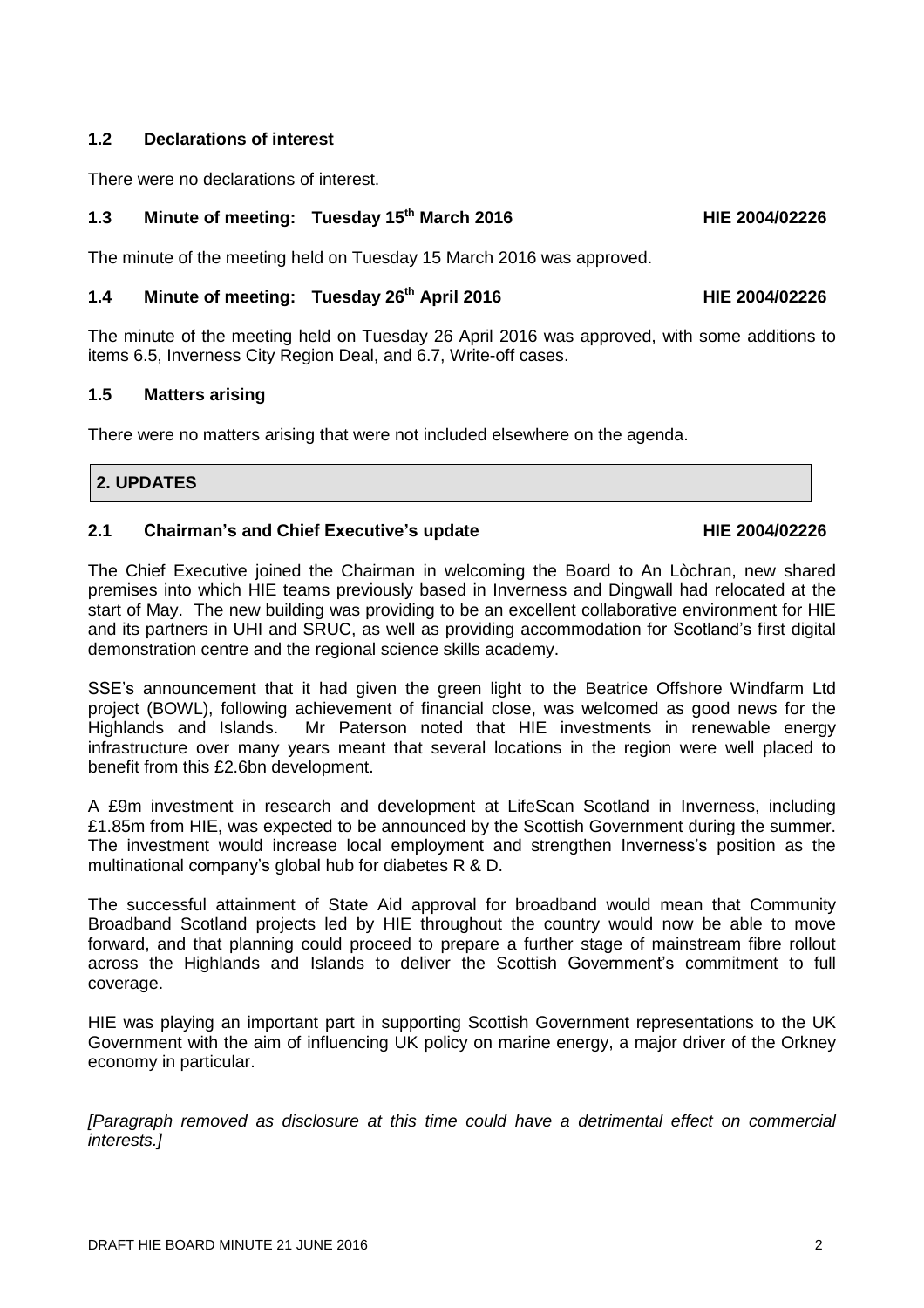### 1.2 Declarations of interest

There were no declarations of interest.

### 1.3 Minute of meeting: Tuesday 15th March 2016 HIE 2004/02226

The minute of the meeting held on Tuesday 15 March 2016 was approved.

### 1.4 Minute of meeting: Tuesday 26th April 2016 HIE 2004/02226

The minute of the meeting held on Tuesday 26 April 2016 was approved, with some additions to items 6.5, Inverness City Region Deal, and 6.7, Write-off cases.

### 1.5 Matters arising

There were no matters arising that were not included elsewhere on the agenda.

## 2. UPDATES

### 2.1 Chairman's and Chief Executive's update HIE 2004/02226

The Chief Executive joined the Chairman in welcoming the Board to An Lòchran, new shared premises into which HIE teams previously based in Inverness and Dingwall had relocated at the start of May. The new building was providing to be an excellent collaborative environment for HIE and its partners in UHI and SRUC, as well as providing accommodation for Scotland's first digital demonstration centre and the regional science skills academy.

SSE's announcement that it had given the green light to the Beatrice Offshore Windfarm Ltd project (BOWL), following achievement of financial close, was welcomed as good news for the Highlands and Islands. Mr Paterson noted that HIE investments in renewable energy infrastructure over many years meant that several locations in the region were well placed to benefit from this £2.6bn development.

A £9m investment in research and development at LifeScan Scotland in Inverness, including £1.85m from HIE, was expected to be announced by the Scottish Government during the summer. The investment would increase local employment and strengthen Inverness's position as the multinational company's global hub for diabetes R & D.

The successful attainment of State Aid approval for broadband would mean that Community Broadband Scotland projects led by HIE throughout the country would now be able to move forward, and that planning could proceed to prepare a further stage of mainstream fibre rollout across the Highlands and Islands to deliver the Scottish Government's commitment to full coverage.

HIE was playing an important part in supporting Scottish Government representations to the UK Government with the aim of influencing UK policy on marine energy, a major driver of the Orkney economy in particular.

*[Paragraph removed as disclosure at this time could have a detrimental effect on commercial interests.]*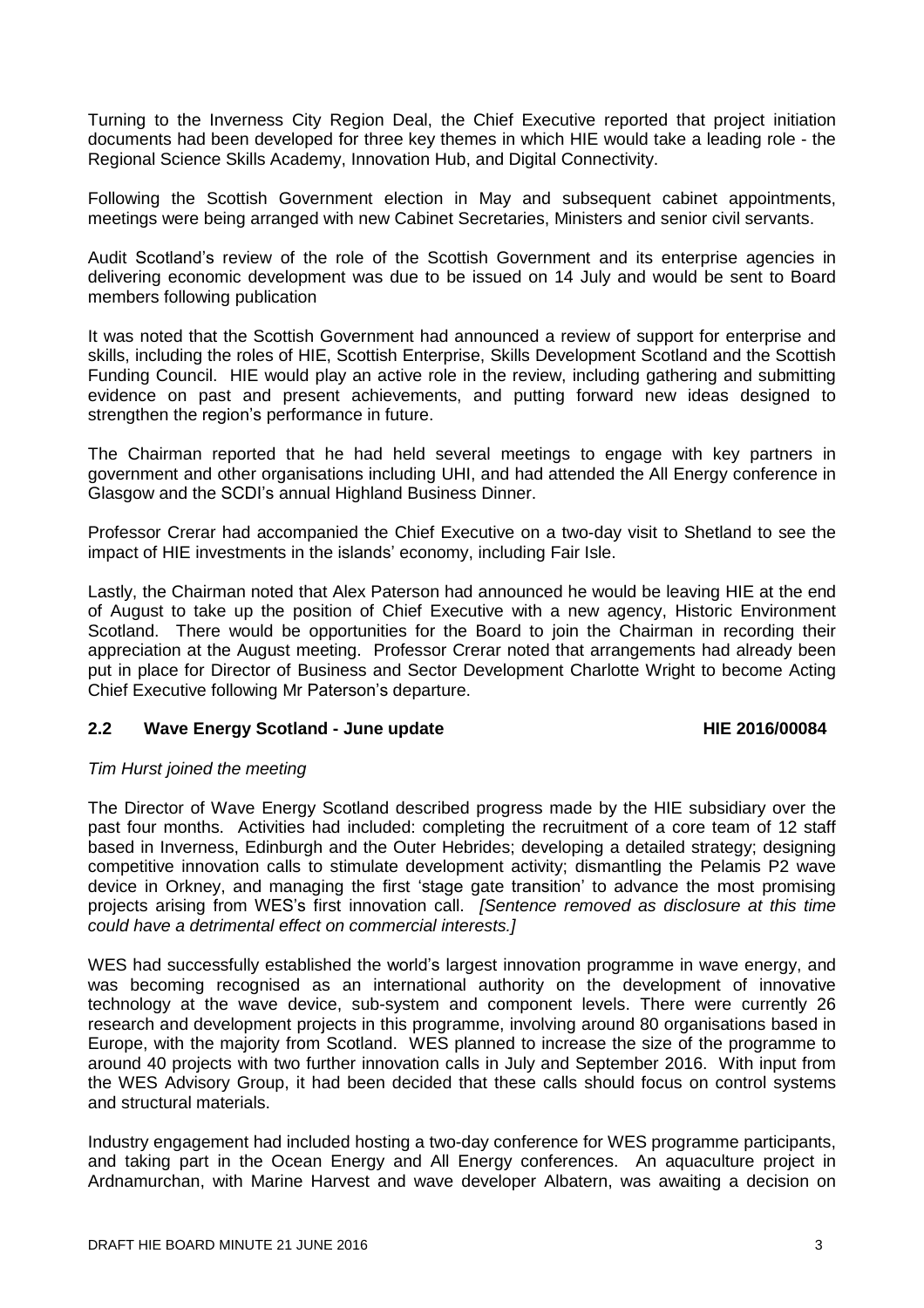Turning to the Inverness City Region Deal, the Chief Executive reported that project initiation documents had been developed for three key themes in which HIE would take a leading role - the Regional Science Skills Academy, Innovation Hub, and Digital Connectivity.

Following the Scottish Government election in May and subsequent cabinet appointments, meetings were being arranged with new Cabinet Secretaries, Ministers and senior civil servants.

Audit Scotland's review of the role of the Scottish Government and its enterprise agencies in delivering economic development was due to be issued on 14 July and would be sent to Board members following publication

It was noted that the Scottish Government had announced a review of support for enterprise and skills, including the roles of HIE, Scottish Enterprise, Skills Development Scotland and the Scottish Funding Council. HIE would play an active role in the review, including gathering and submitting evidence on past and present achievements, and putting forward new ideas designed to strengthen the region's performance in future.

The Chairman reported that he had held several meetings to engage with key partners in government and other organisations including UHI, and had attended the All Energy conference in Glasgow and the SCDI's annual Highland Business Dinner.

Professor Crerar had accompanied the Chief Executive on a two-day visit to Shetland to see the impact of HIE investments in the islands' economy, including Fair Isle.

Lastly, the Chairman noted that Alex Paterson had announced he would be leaving HIE at the end of August to take up the position of Chief Executive with a new agency, Historic Environment Scotland. There would be opportunities for the Board to join the Chairman in recording their appreciation at the August meeting. Professor Crerar noted that arrangements had already been put in place for Director of Business and Sector Development Charlotte Wright to become Acting Chief Executive following Mr Paterson's departure.

## 2.2 Wave Energy Scotland - June update HIE 2016/00084

*Tim Hurst joined the meeting*

The Director of Wave Energy Scotland described progress made by the HIE subsidiary over the past four months. Activities had included: completing the recruitment of a core team of 12 staff based in Inverness, Edinburgh and the Outer Hebrides; developing a detailed strategy; designing competitive innovation calls to stimulate development activity; dismantling the Pelamis P2 wave device in Orkney, and managing the first 'stage gate transition' to advance the most promising projects arising from WES's first innovation call. *[Sentence removed as disclosure at this time could have a detrimental effect on commercial interests.]*

WES had successfully established the world's largest innovation programme in wave energy, and was becoming recognised as an international authority on the development of innovative technology at the wave device, sub-system and component levels. There were currently 26 research and development projects in this programme, involving around 80 organisations based in Europe, with the majority from Scotland. WES planned to increase the size of the programme to around 40 projects with two further innovation calls in July and September 2016. With input from the WES Advisory Group, it had been decided that these calls should focus on control systems and structural materials.

Industry engagement had included hosting a two-day conference for WES programme participants, and taking part in the Ocean Energy and All Energy conferences. An aquaculture project in Ardnamurchan, with Marine Harvest and wave developer Albatern, was awaiting a decision on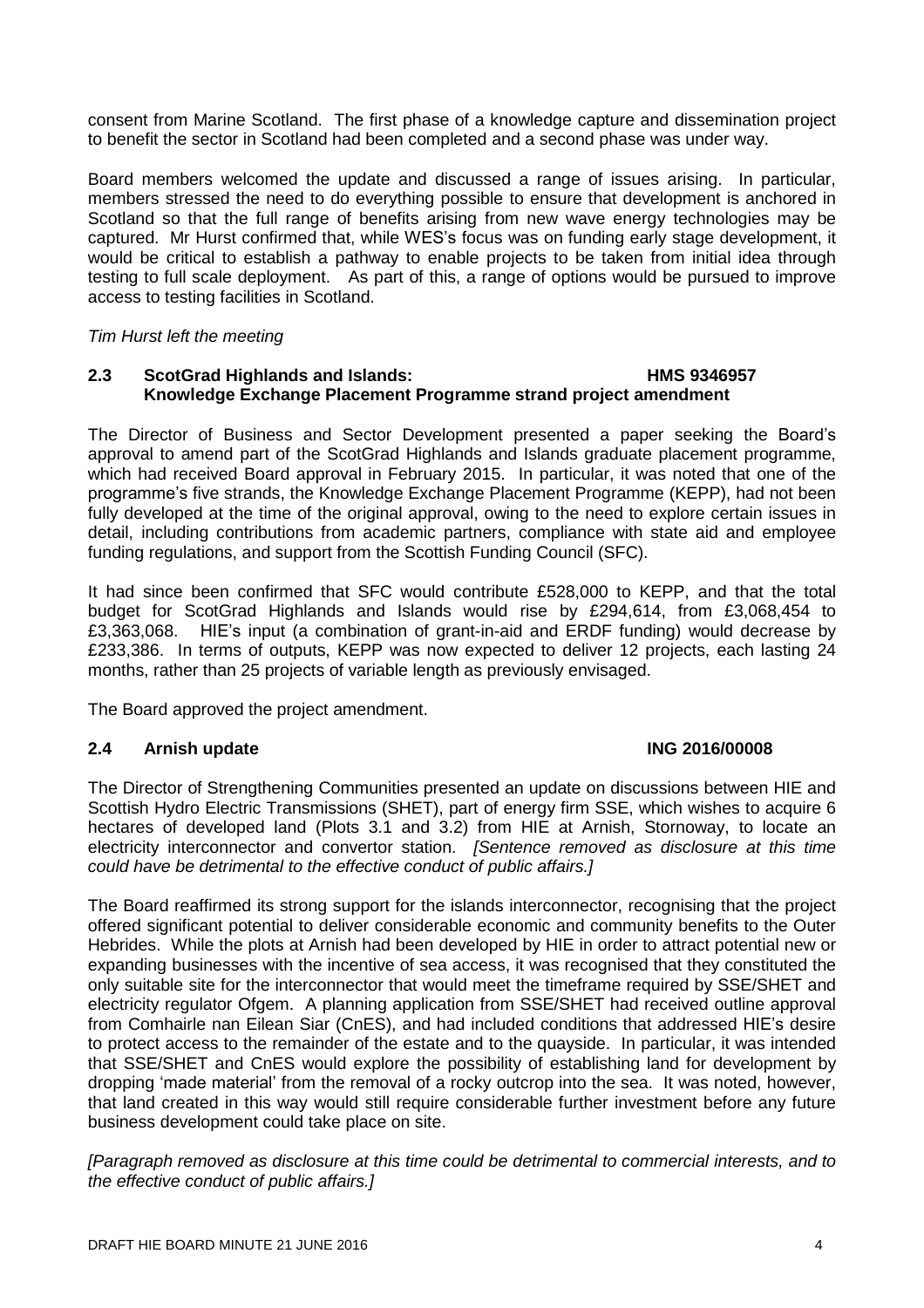consent from Marine Scotland. The first phase of a knowledge capture and dissemination project to benefit the sector in Scotland had been completed and a second phase was under way.

Board members welcomed the update and discussed a range of issues arising. In particular, members stressed the need to do everything possible to ensure that development is anchored in Scotland so that the full range of benefits arising from new wave energy technologies may be captured. Mr Hurst confirmed that, while WES's focus was on funding early stage development, it would be critical to establish a pathway to enable projects to be taken from initial idea through testing to full scale deployment. As part of this, a range of options would be pursued to improve access to testing facilities in Scotland.

*Tim Hurst left the meeting*

### 2.3 ScotGrad Highlands and Islands: Knowledge Exchange Placement Programme strand project amendment — HMS 9346957

The Director of Business and Sector Development presented a paper seeking the Board's approval to amend part of the ScotGrad Highlands and Islands graduate placement programme, which had received Board approval in February 2015. In particular, it was noted that one of the programme's five strands, the Knowledge Exchange Placement Programme (KEPP), had not been fully developed at the time of the original approval, owing to the need to explore certain issues in detail, including contributions from academic partners, compliance with state aid and employee funding regulations, and support from the Scottish Funding Council (SFC).

It had since been confirmed that SFC would contribute £528,000 to KEPP, and that the total budget for ScotGrad Highlands and Islands would rise by £294,614, from £3,068,454 to £3,363,068. HIE's input (a combination of grant-in-aid and ERDF funding) would decrease by £233,386. In terms of outputs, KEPP was now expected to deliver 12 projects, each lasting 24 months, rather than 25 projects of variable length as previously envisaged.

The Board approved the project amendment.

### 2.4 Arnish update — ING 2016/00008

The Director of Strengthening Communities presented an update on discussions between HIE and Scottish Hydro Electric Transmissions (SHET), part of energy firm SSE, which wishes to acquire 6 hectares of developed land (Plots 3.1 and 3.2) from HIE at Arnish, Stornoway, to locate an electricity interconnector and convertor station. *[Sentence removed as disclosure at this time could have be detrimental to the effective conduct of public affairs.]*

The Board reaffirmed its strong support for the islands interconnector, recognising that the project offered significant potential to deliver considerable economic and community benefits to the Outer Hebrides. While the plots at Arnish had been developed by HIE in order to attract potential new or expanding businesses with the incentive of sea access, it was recognised that they constituted the only suitable site for the interconnector that would meet the timeframe required by SSE/SHET and electricity regulator Ofgem. A planning application from SSE/SHET had received outline approval from Comhairle nan Eilean Siar (CnES), and had included conditions that addressed HIE's desire to protect access to the remainder of the estate and to the quayside. In particular, it was intended that SSE/SHET and CnES would explore the possibility of establishing land for development by dropping 'made material' from the removal of a rocky outcrop into the sea. It was noted, however, that land created in this way would still require considerable further investment before any future business development could take place on site.

*[Paragraph removed as disclosure at this time could be detrimental to commercial interests, and to the effective conduct of public affairs.]*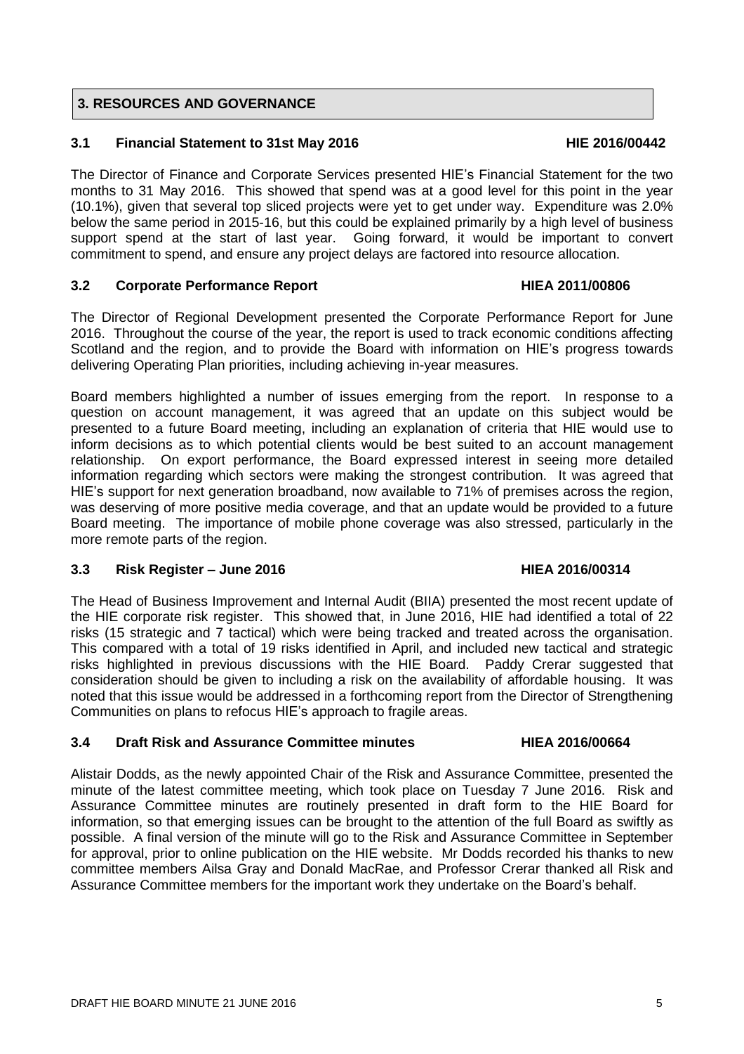## 3. RESOURCES AND GOVERNANCE

### 3.1 Financial Statement to 31st May 2016 — HIE 2016/00442

The Director of Finance and Corporate Services presented HIE's Financial Statement for the two months to 31 May 2016. This showed that spend was at a good level for this point in the year (10.1%), given that several top sliced projects were yet to get under way. Expenditure was 2.0% below the same period in 2015-16, but this could be explained primarily by a high level of business support spend at the start of last year. Going forward, it would be important to convert commitment to spend, and ensure any project delays are factored into resource allocation.

### 3.2 Corporate Performance Report — HIEA 2011/00806

The Director of Regional Development presented the Corporate Performance Report for June 2016. Throughout the course of the year, the report is used to track economic conditions affecting Scotland and the region, and to provide the Board with information on HIE's progress towards delivering Operating Plan priorities, including achieving in-year measures.

Board members highlighted a number of issues emerging from the report. In response to a question on account management, it was agreed that an update on this subject would be presented to a future Board meeting, including an explanation of criteria that HIE would use to inform decisions as to which potential clients would be best suited to an account management relationship. On export performance, the Board expressed interest in seeing more detailed information regarding which sectors were making the strongest contribution. It was agreed that HIE's support for next generation broadband, now available to 71% of premises across the region, was deserving of more positive media coverage, and that an update would be provided to a future Board meeting. The importance of mobile phone coverage was also stressed, particularly in the more remote parts of the region.

### 3.3 Risk Register – June 2016 — HIEA 2016/00314

The Head of Business Improvement and Internal Audit (BIIA) presented the most recent update of the HIE corporate risk register. This showed that, in June 2016, HIE had identified a total of 22 risks (15 strategic and 7 tactical) which were being tracked and treated across the organisation. This compared with a total of 19 risks identified in April, and included new tactical and strategic risks highlighted in previous discussions with the HIE Board. Paddy Crerar suggested that consideration should be given to including a risk on the availability of affordable housing. It was noted that this issue would be addressed in a forthcoming report from the Director of Strengthening Communities on plans to refocus HIE's approach to fragile areas.

### 3.4 Draft Risk and Assurance Committee minutes — HIEA 2016/00664

Alistair Dodds, as the newly appointed Chair of the Risk and Assurance Committee, presented the minute of the latest committee meeting, which took place on Tuesday 7 June 2016. Risk and Assurance Committee minutes are routinely presented in draft form to the HIE Board for information, so that emerging issues can be brought to the attention of the full Board as swiftly as possible. A final version of the minute will go to the Risk and Assurance Committee in September for approval, prior to online publication on the HIE website. Mr Dodds recorded his thanks to new committee members Ailsa Gray and Donald MacRae, and Professor Crerar thanked all Risk and Assurance Committee members for the important work they undertake on the Board's behalf.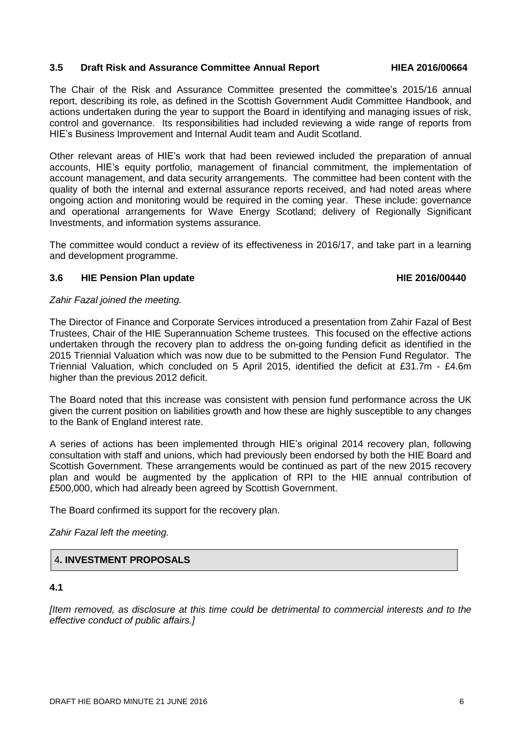### 3.5 Draft Risk and Assurance Committee Annual Report HIEA 2016/00664

The Chair of the Risk and Assurance Committee presented the committee's 2015/16 annual report, describing its role, as defined in the Scottish Government Audit Committee Handbook, and actions undertaken during the year to support the Board in identifying and managing issues of risk, control and governance. Its responsibilities had included reviewing a wide range of reports from HIE's Business Improvement and Internal Audit team and Audit Scotland.

Other relevant areas of HIE's work that had been reviewed included the preparation of annual accounts, HIE's equity portfolio, management of financial commitment, the implementation of account management, and data security arrangements. The committee had been content with the quality of both the internal and external assurance reports received, and had noted areas where ongoing action and monitoring would be required in the coming year. These include: governance and operational arrangements for Wave Energy Scotland; delivery of Regionally Significant Investments, and information systems assurance.

The committee would conduct a review of its effectiveness in 2016/17, and take part in a learning and development programme.

### 3.6 HIE Pension Plan update HIE 2016/00440

*Zahir Fazal joined the meeting.*

The Director of Finance and Corporate Services introduced a presentation from Zahir Fazal of Best Trustees, Chair of the HIE Superannuation Scheme trustees. This focused on the effective actions undertaken through the recovery plan to address the on-going funding deficit as identified in the 2015 Triennial Valuation which was now due to be submitted to the Pension Fund Regulator. The Triennial Valuation, which concluded on 5 April 2015, identified the deficit at £31.7m - £4.6m higher than the previous 2012 deficit.

The Board noted that this increase was consistent with pension fund performance across the UK given the current position on liabilities growth and how these are highly susceptible to any changes to the Bank of England interest rate.

A series of actions has been implemented through HIE's original 2014 recovery plan, following consultation with staff and unions, which had previously been endorsed by both the HIE Board and Scottish Government. These arrangements would be continued as part of the new 2015 recovery plan and would be augmented by the application of RPI to the HIE annual contribution of £500,000, which had already been agreed by Scottish Government.

The Board confirmed its support for the recovery plan.

*Zahir Fazal left the meeting.*

## 4. INVESTMENT PROPOSALS

### 4.1

*[Item removed, as disclosure at this time could be detrimental to commercial interests and to the effective conduct of public affairs.]*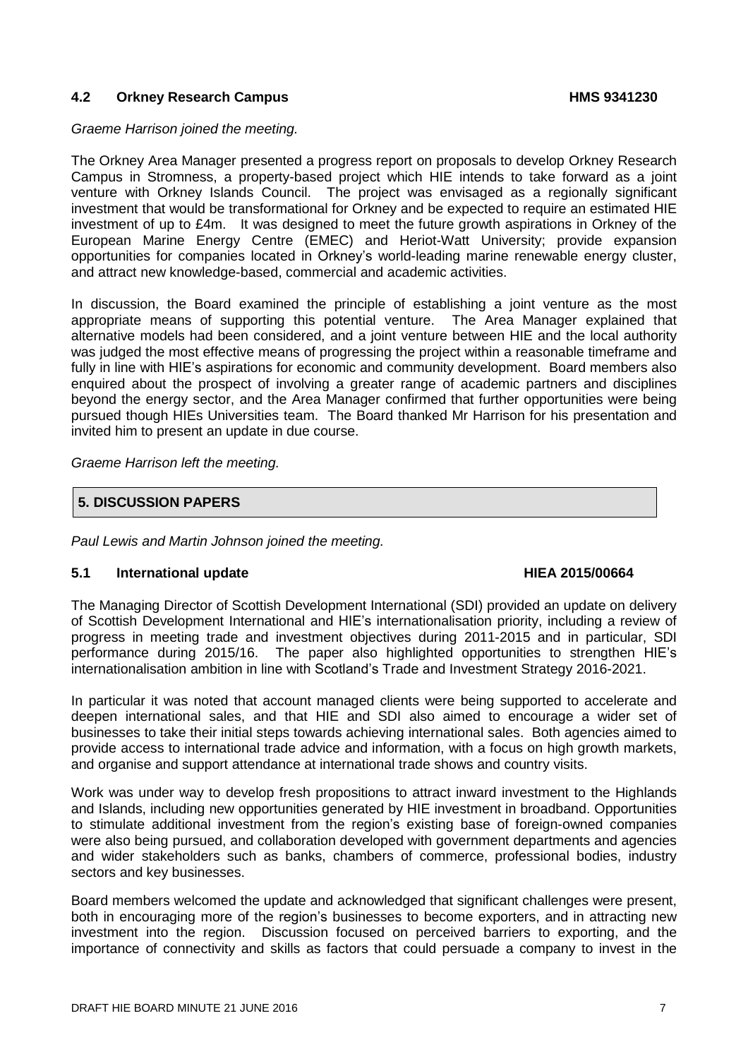### 4.2 Orkney Research Campus HMS 9341230

*Graeme Harrison joined the meeting.*

The Orkney Area Manager presented a progress report on proposals to develop Orkney Research Campus in Stromness, a property-based project which HIE intends to take forward as a joint venture with Orkney Islands Council. The project was envisaged as a regionally significant investment that would be transformational for Orkney and be expected to require an estimated HIE investment of up to £4m. It was designed to meet the future growth aspirations in Orkney of the European Marine Energy Centre (EMEC) and Heriot-Watt University; provide expansion opportunities for companies located in Orkney's world-leading marine renewable energy cluster, and attract new knowledge-based, commercial and academic activities.

In discussion, the Board examined the principle of establishing a joint venture as the most appropriate means of supporting this potential venture. The Area Manager explained that alternative models had been considered, and a joint venture between HIE and the local authority was judged the most effective means of progressing the project within a reasonable timeframe and fully in line with HIE's aspirations for economic and community development. Board members also enquired about the prospect of involving a greater range of academic partners and disciplines beyond the energy sector, and the Area Manager confirmed that further opportunities were being pursued though HIEs Universities team. The Board thanked Mr Harrison for his presentation and invited him to present an update in due course.

*Graeme Harrison left the meeting.*

## 5. DISCUSSION PAPERS

*Paul Lewis and Martin Johnson joined the meeting.*

### 5.1 International update HIEA 2015/00664

The Managing Director of Scottish Development International (SDI) provided an update on delivery of Scottish Development International and HIE's internationalisation priority, including a review of progress in meeting trade and investment objectives during 2011-2015 and in particular, SDI performance during 2015/16. The paper also highlighted opportunities to strengthen HIE's internationalisation ambition in line with Scotland's Trade and Investment Strategy 2016-2021.

In particular it was noted that account managed clients were being supported to accelerate and deepen international sales, and that HIE and SDI also aimed to encourage a wider set of businesses to take their initial steps towards achieving international sales. Both agencies aimed to provide access to international trade advice and information, with a focus on high growth markets, and organise and support attendance at international trade shows and country visits.

Work was under way to develop fresh propositions to attract inward investment to the Highlands and Islands, including new opportunities generated by HIE investment in broadband. Opportunities to stimulate additional investment from the region's existing base of foreign-owned companies were also being pursued, and collaboration developed with government departments and agencies and wider stakeholders such as banks, chambers of commerce, professional bodies, industry sectors and key businesses.

Board members welcomed the update and acknowledged that significant challenges were present, both in encouraging more of the region's businesses to become exporters, and in attracting new investment into the region. Discussion focused on perceived barriers to exporting, and the importance of connectivity and skills as factors that could persuade a company to invest in the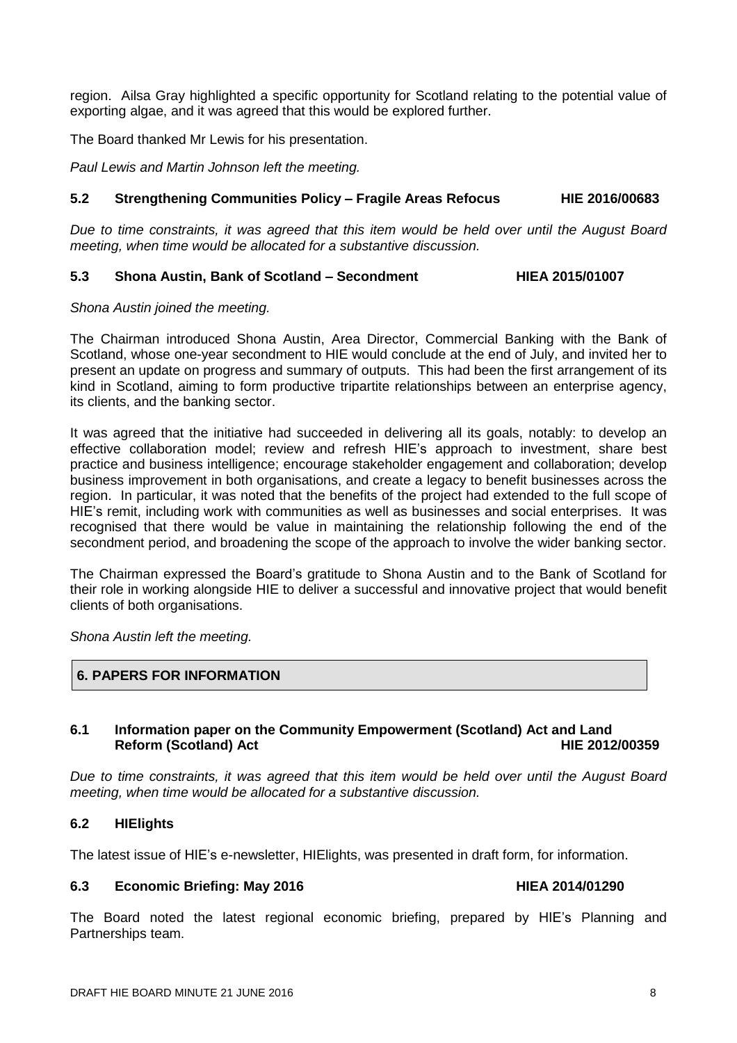region. Ailsa Gray highlighted a specific opportunity for Scotland relating to the potential value of exporting algae, and it was agreed that this would be explored further.

The Board thanked Mr Lewis for his presentation.

*Paul Lewis and Martin Johnson left the meeting.*

### 5.2 Strengthening Communities Policy – Fragile Areas Refocus HIE 2016/00683

*Due to time constraints, it was agreed that this item would be held over until the August Board meeting, when time would be allocated for a substantive discussion.*

### 5.3 Shona Austin, Bank of Scotland – Secondment HIEA 2015/01007

*Shona Austin joined the meeting.*

The Chairman introduced Shona Austin, Area Director, Commercial Banking with the Bank of Scotland, whose one-year secondment to HIE would conclude at the end of July, and invited her to present an update on progress and summary of outputs. This had been the first arrangement of its kind in Scotland, aiming to form productive tripartite relationships between an enterprise agency, its clients, and the banking sector.

It was agreed that the initiative had succeeded in delivering all its goals, notably: to develop an effective collaboration model; review and refresh HIE's approach to investment, share best practice and business intelligence; encourage stakeholder engagement and collaboration; develop business improvement in both organisations, and create a legacy to benefit businesses across the region. In particular, it was noted that the benefits of the project had extended to the full scope of HIE's remit, including work with communities as well as businesses and social enterprises. It was recognised that there would be value in maintaining the relationship following the end of the secondment period, and broadening the scope of the approach to involve the wider banking sector.

The Chairman expressed the Board's gratitude to Shona Austin and to the Bank of Scotland for their role in working alongside HIE to deliver a successful and innovative project that would benefit clients of both organisations.

*Shona Austin left the meeting.*

## 6. PAPERS FOR INFORMATION

### 6.1 Information paper on the Community Empowerment (Scotland) Act and Land Reform (Scotland) Act HIE 2012/00359

*Due to time constraints, it was agreed that this item would be held over until the August Board meeting, when time would be allocated for a substantive discussion.*

### 6.2 HIElights

The latest issue of HIE's e-newsletter, HIElights, was presented in draft form, for information.

### 6.3 Economic Briefing: May 2016 HIEA 2014/01290

The Board noted the latest regional economic briefing, prepared by HIE's Planning and Partnerships team.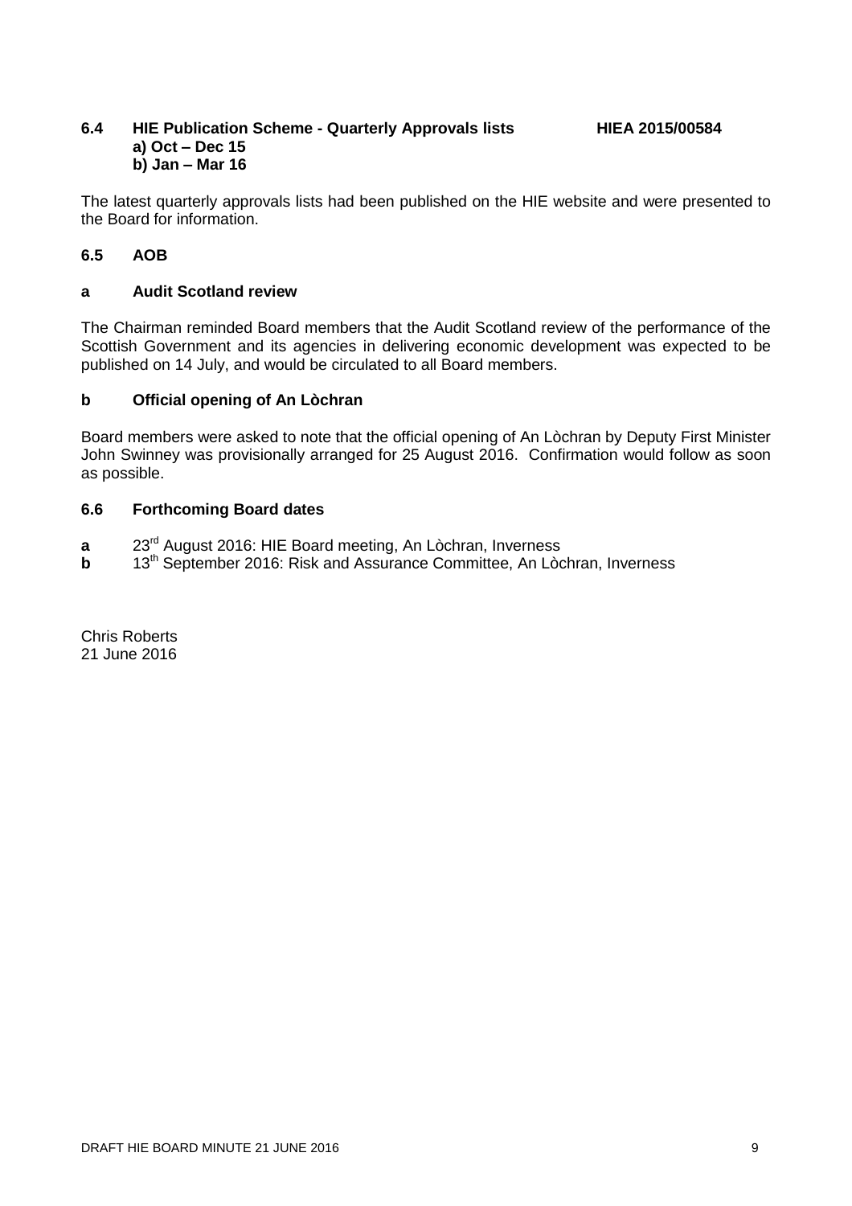### 6.4 HIE Publication Scheme - Quarterly Approvals lists HIEA 2015/00584

**a) Oct – Dec 15**
**b) Jan – Mar 16**

The latest quarterly approvals lists had been published on the HIE website and were presented to the Board for information.

### 6.5 AOB

**a Audit Scotland review**

The Chairman reminded Board members that the Audit Scotland review of the performance of the Scottish Government and its agencies in delivering economic development was expected to be published on 14 July, and would be circulated to all Board members.

**b Official opening of An Lòchran**

Board members were asked to note that the official opening of An Lòchran by Deputy First Minister John Swinney was provisionally arranged for 25 August 2016. Confirmation would follow as soon as possible.

### 6.6 Forthcoming Board dates

**a** 23rd August 2016: HIE Board meeting, An Lòchran, Inverness
**b** 13th September 2016: Risk and Assurance Committee, An Lòchran, Inverness

Chris Roberts
21 June 2016